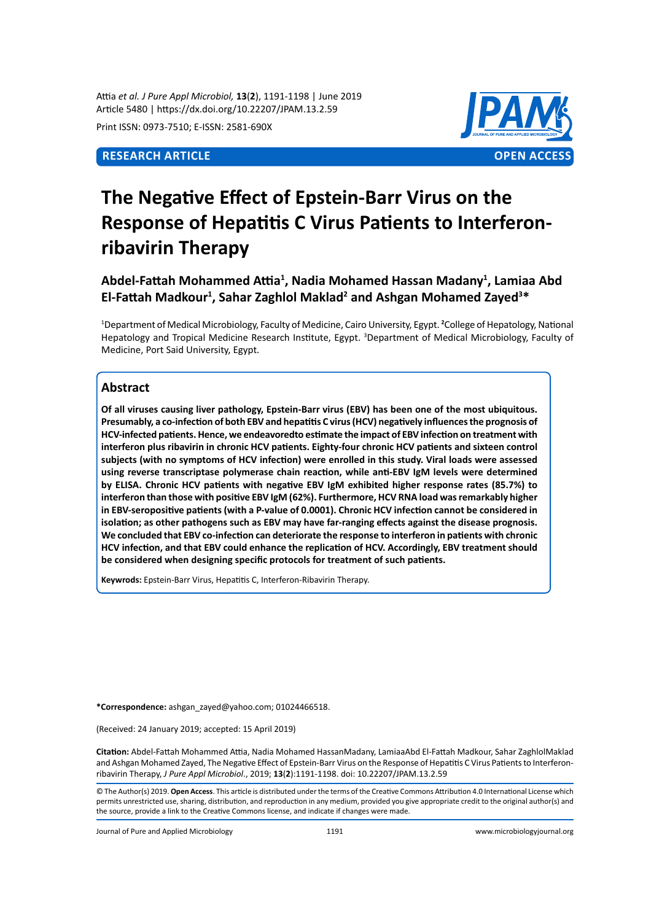RESEARCH ARTICLE

OPEN ACCESS

# The Negative Effect of Epstein-Barr Virus on the Response of Hepatitis C Virus Patients to Interferon-ribavirin Therapy

**Abdel-Fattah Mohammed Attia[1], Nadia Mohamed Hassan Madany[1], Lamiaa Abd El-Fattah Madkour[1], Sahar Zaghlol Maklad[2] and Ashgan Mohamed Zayed[3]***

[1]Department of Medical Microbiology, Faculty of Medicine, Cairo University, Egypt. [2]College of Hepatology, National Hepatology and Tropical Medicine Research Institute, Egypt. [3]Department of Medical Microbiology, Faculty of Medicine, Port Said University, Egypt.

## Abstract

**Of all viruses causing liver pathology, Epstein-Barr virus (EBV) has been one of the most ubiquitous. Presumably, a co-infection of both EBV and hepatitis C virus (HCV) negatively influences the prognosis of HCV-infected patients. Hence, we endeavoredto estimate the impact of EBV infection on treatment with interferon plus ribavirin in chronic HCV patients. Eighty-four chronic HCV patients and sixteen control subjects (with no symptoms of HCV infection) were enrolled in this study. Viral loads were assessed using reverse transcriptase polymerase chain reaction, while anti-EBV IgM levels were determined by ELISA. Chronic HCV patients with negative EBV IgM exhibited higher response rates (85.7%) to interferon than those with positive EBV IgM (62%). Furthermore, HCV RNA load was remarkably higher in EBV-seropositive patients (with a P-value of 0.0001). Chronic HCV infection cannot be considered in isolation; as other pathogens such as EBV may have far-ranging effects against the disease prognosis. We concluded that EBV co-infection can deteriorate the response to interferon in patients with chronic HCV infection, and that EBV could enhance the replication of HCV. Accordingly, EBV treatment should be considered when designing specific protocols for treatment of such patients.**

**Keywrods:** Epstein-Barr Virus, Hepatitis C, Interferon-Ribavirin Therapy.

***Correspondence:** ashgan_zayed@yahoo.com; 01024466518.

(Received: 24 January 2019; accepted: 15 April 2019)

**Citation:** Abdel-Fattah Mohammed Attia, Nadia Mohamed HassanMadany, LamiaaAbd El-Fattah Madkour, Sahar ZaghlolMaklad and Ashgan Mohamed Zayed, The Negative Effect of Epstein-Barr Virus on the Response of Hepatitis C Virus Patients to Interferon-ribavirin Therapy, *J Pure Appl Microbiol*., 2019; **13**(**2**):1191-1198. doi: 10.22207/JPAM.13.2.59

© The Author(s) 2019. **Open Access**. This article is distributed under the terms of the Creative Commons Attribution 4.0 International License which permits unrestricted use, sharing, distribution, and reproduction in any medium, provided you give appropriate credit to the original author(s) and the source, provide a link to the Creative Commons license, and indicate if changes were made.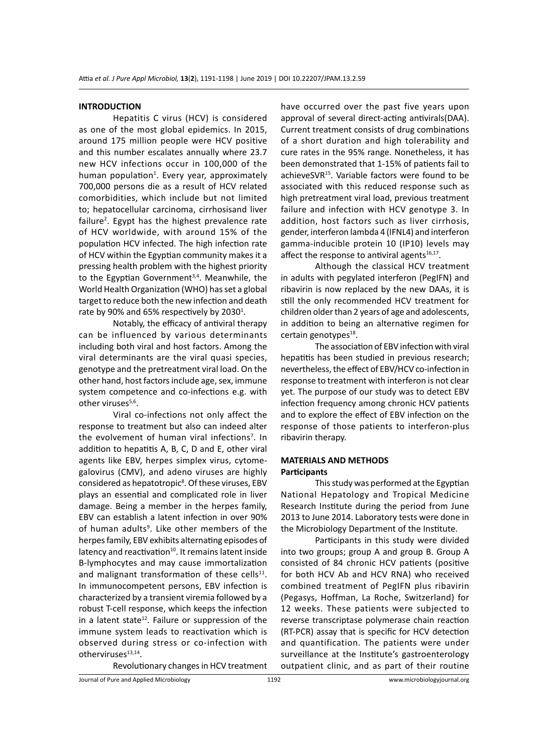## INTRODUCTION

Hepatitis C virus (HCV) is considered as one of the most global epidemics. In 2015, around 175 million people were HCV positive and this number escalates annually where 23.7 new HCV infections occur in 100,000 of the human population[1]. Every year, approximately 700,000 persons die as a result of HCV related comorbidities, which include but not limited to; hepatocellular carcinoma, cirrhosisand liver failure[2]. Egypt has the highest prevalence rate of HCV worldwide, with around 15% of the population HCV infected. The high infection rate of HCV within the Egyptian community makes it a pressing health problem with the highest priority to the Egyptian Government[3,4]. Meanwhile, the World Health Organization (WHO) has set a global target to reduce both the new infection and death rate by 90% and 65% respectively by 2030[1].

Notably, the efficacy of antiviral therapy can be influenced by various determinants including both viral and host factors. Among the viral determinants are the viral quasi species, genotype and the pretreatment viral load. On the other hand, host factors include age, sex, immune system competence and co-infections e.g. with other viruses[5,6].

Viral co-infections not only affect the response to treatment but also can indeed alter the evolvement of human viral infections[7]. In addition to hepatitis A, B, C, D and E, other viral agents like EBV, herpes simplex virus, cytomegalovirus (CMV), and adeno viruses are highly considered as hepatotropic[8]. Of these viruses, EBV plays an essential and complicated role in liver damage. Being a member in the herpes family, EBV can establish a latent infection in over 90% of human adults[9]. Like other members of the herpes family, EBV exhibits alternating episodes of latency and reactivation[10]. It remains latent inside B-lymphocytes and may cause immortalization and malignant transformation of these cells[11]. In immunocompetent persons, EBV infection is characterized by a transient viremia followed by a robust T-cell response, which keeps the infection in a latent state[12]. Failure or suppression of the immune system leads to reactivation which is observed during stress or co-infection with otherviruses[13,14].

Revolutionary changes in HCV treatment have occurred over the past five years upon approval of several direct-acting antivirals(DAA). Current treatment consists of drug combinations of a short duration and high tolerability and cure rates in the 95% range. Nonetheless, it has been demonstrated that 1-15% of patients fail to achieveSVR[15]. Variable factors were found to be associated with this reduced response such as high pretreatment viral load, previous treatment failure and infection with HCV genotype 3. In addition, host factors such as liver cirrhosis, gender, interferon lambda 4 (IFNL4) and interferon gamma-inducible protein 10 (IP10) levels may affect the response to antiviral agents[16,17].

Although the classical HCV treatment in adults with pegylated interferon (PegIFN) and ribavirin is now replaced by the new DAAs, it is still the only recommended HCV treatment for children older than 2 years of age and adolescents, in addition to being an alternative regimen for certain genotypes[18].

The association of EBV infection with viral hepatitis has been studied in previous research; nevertheless, the effect of EBV/HCV co-infection in response to treatment with interferon is not clear yet. The purpose of our study was to detect EBV infection frequency among chronic HCV patients and to explore the effect of EBV infection on the response of those patients to interferon-plus ribavirin therapy.

## MATERIALS AND METHODS

### Participants

This study was performed at the Egyptian National Hepatology and Tropical Medicine Research Institute during the period from June 2013 to June 2014. Laboratory tests were done in the Microbiology Department of the Institute.

Participants in this study were divided into two groups; group A and group B. Group A consisted of 84 chronic HCV patients (positive for both HCV Ab and HCV RNA) who received combined treatment of PegIFN plus ribavirin (Pegasys, Hoffman, La Roche, Switzerland) for 12 weeks. These patients were subjected to reverse transcriptase polymerase chain reaction (RT-PCR) assay that is specific for HCV detection and quantification. The patients were under surveillance at the Institute's gastroenterology outpatient clinic, and as part of their routine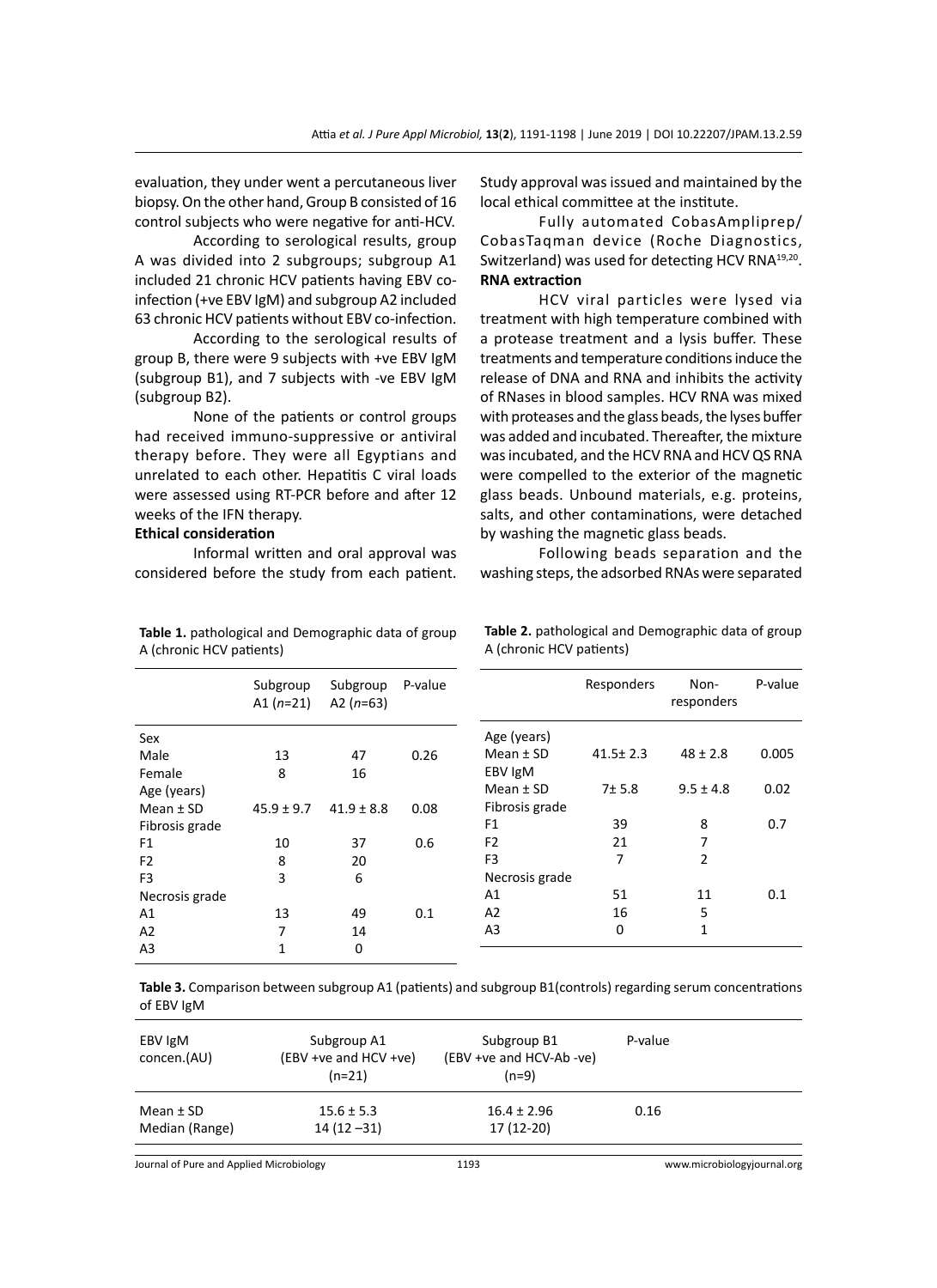evaluation, they under went a percutaneous liver biopsy. On the other hand, Group B consisted of 16 control subjects who were negative for anti-HCV.

According to serological results, group A was divided into 2 subgroups; subgroup A1 included 21 chronic HCV patients having EBV co-infection (+ve EBV IgM) and subgroup A2 included 63 chronic HCV patients without EBV co-infection.

According to the serological results of group B, there were 9 subjects with +ve EBV IgM (subgroup B1), and 7 subjects with -ve EBV IgM (subgroup B2).

None of the patients or control groups had received immuno-suppressive or antiviral therapy before. They were all Egyptians and unrelated to each other. Hepatitis C viral loads were assessed using RT-PCR before and after 12 weeks of the IFN therapy.

**Ethical consideration**

Informal written and oral approval was considered before the study from each patient. Study approval was issued and maintained by the local ethical committee at the institute.

Fully automated CobasAmpliprep/CobasTaqman device (Roche Diagnostics, Switzerland) was used for detecting HCV RNA[19,20].

**RNA extraction**

HCV viral particles were lysed via treatment with high temperature combined with a protease treatment and a lysis buffer. These treatments and temperature conditions induce the release of DNA and RNA and inhibits the activity of RNases in blood samples. HCV RNA was mixed with proteases and the glass beads, the lyses buffer was added and incubated. Thereafter, the mixture was incubated, and the HCV RNA and HCV QS RNA were compelled to the exterior of the magnetic glass beads. Unbound materials, e.g. proteins, salts, and other contaminations, were detached by washing the magnetic glass beads.

Following beads separation and the washing steps, the adsorbed RNAs were separated

**Table 1.** pathological and Demographic data of group A (chronic HCV patients)

| | Subgroup A1 (*n*=21) | Subgroup A2 (*n*=63) | P-value |
|---|---|---|---|
| Sex | | | |
| Male | 13 | 47 | 0.26 |
| Female | 8 | 16 | |
| Age (years) | | | |
| Mean ± SD | 45.9 ± 9.7 | 41.9 ± 8.8 | 0.08 |
| Fibrosis grade | | | |
| F1 | 10 | 37 | 0.6 |
| F2 | 8 | 20 | |
| F3 | 3 | 6 | |
| Necrosis grade | | | |
| A1 | 13 | 49 | 0.1 |
| A2 | 7 | 14 | |
| A3 | 1 | 0 | |

**Table 2.** pathological and Demographic data of group A (chronic HCV patients)

| | Responders | Non-responders | P-value |
|---|---|---|---|
| Age (years) | | | |
| Mean ± SD | 41.5± 2.3 | 48 ± 2.8 | 0.005 |
| EBV IgM | | | |
| Mean ± SD | 7± 5.8 | 9.5 ± 4.8 | 0.02 |
| Fibrosis grade | | | |
| F1 | 39 | 8 | 0.7 |
| F2 | 21 | 7 | |
| F3 | 7 | 2 | |
| Necrosis grade | | | |
| A1 | 51 | 11 | 0.1 |
| A2 | 16 | 5 | |
| A3 | 0 | 1 | |

**Table 3.** Comparison between subgroup A1 (patients) and subgroup B1(controls) regarding serum concentrations of EBV IgM

| EBV IgM concen.(AU) | Subgroup A1 (EBV +ve and HCV +ve) (n=21) | Subgroup B1 (EBV +ve and HCV-Ab -ve) (n=9) | P-value |
|---|---|---|---|
| Mean ± SD<br>Median (Range) | 15.6 ± 5.3<br>14 (12 –31) | 16.4 ± 2.96<br>17 (12-20) | 0.16 |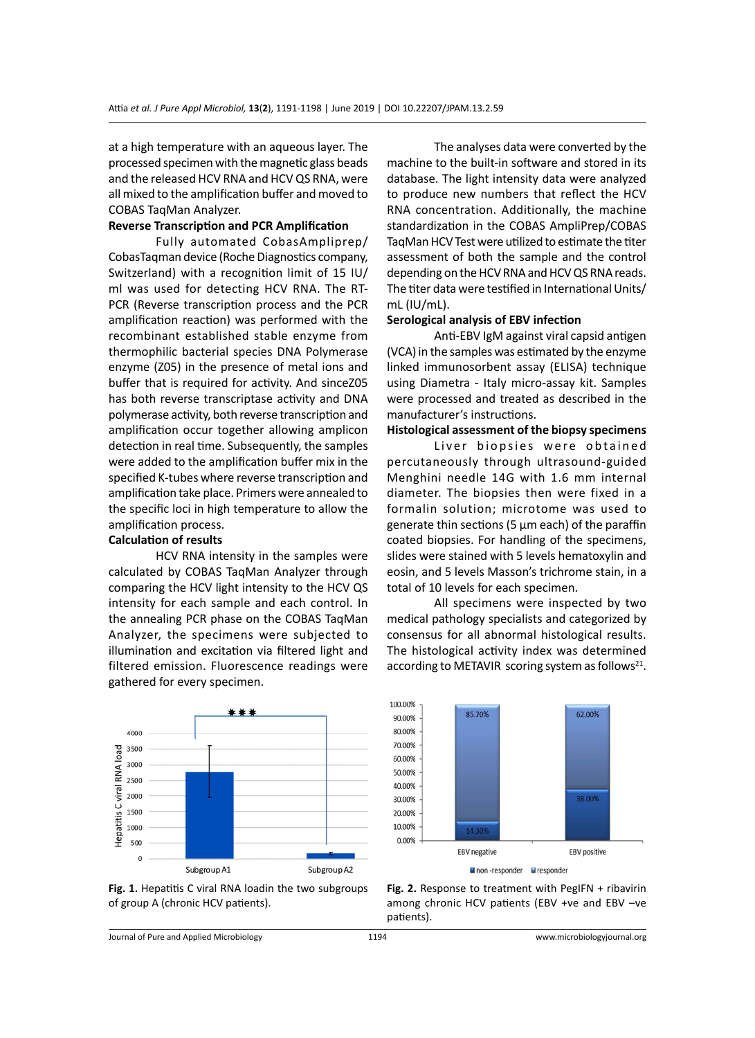at a high temperature with an aqueous layer. The processed specimen with the magnetic glass beads and the released HCV RNA and HCV QS RNA, were all mixed to the amplification buffer and moved to COBAS TaqMan Analyzer.

**Reverse Transcription and PCR Amplification**

Fully automated CobasAmpliprep/ CobasTaqman device (Roche Diagnostics company, Switzerland) with a recognition limit of 15 IU/ml was used for detecting HCV RNA. The RT-PCR (Reverse transcription process and the PCR amplification reaction) was performed with the recombinant established stable enzyme from thermophilic bacterial species DNA Polymerase enzyme (Z05) in the presence of metal ions and buffer that is required for activity. And sinceZ05 has both reverse transcriptase activity and DNA polymerase activity, both reverse transcription and amplification occur together allowing amplicon detection in real time. Subsequently, the samples were added to the amplification buffer mix in the specified K-tubes where reverse transcription and amplification take place. Primers were annealed to the specific loci in high temperature to allow the amplification process.

**Calculation of results**

HCV RNA intensity in the samples were calculated by COBAS TaqMan Analyzer through comparing the HCV light intensity to the HCV QS intensity for each sample and each control. In the annealing PCR phase on the COBAS TaqMan Analyzer, the specimens were subjected to illumination and excitation via filtered light and filtered emission. Fluorescence readings were gathered for every specimen.

The analyses data were converted by the machine to the built-in software and stored in its database. The light intensity data were analyzed to produce new numbers that reflect the HCV RNA concentration. Additionally, the machine standardization in the COBAS AmpliPrep/COBAS TaqMan HCV Test were utilized to estimate the titer assessment of both the sample and the control depending on the HCV RNA and HCV QS RNA reads. The titer data were testified in International Units/ mL (IU/mL).

**Serological analysis of EBV infection**

Anti-EBV IgM against viral capsid antigen (VCA) in the samples was estimated by the enzyme linked immunosorbent assay (ELISA) technique using Diametra - Italy micro-assay kit. Samples were processed and treated as described in the manufacturer's instructions.

**Histological assessment of the biopsy specimens**

Liver biopsies were obtained percutaneously through ultrasound-guided Menghini needle 14G with 1.6 mm internal diameter. The biopsies then were fixed in a formalin solution; microtome was used to generate thin sections (5 µm each) of the paraffin coated biopsies. For handling of the specimens, slides were stained with 5 levels hematoxylin and eosin, and 5 levels Masson's trichrome stain, in a total of 10 levels for each specimen.

All specimens were inspected by two medical pathology specialists and categorized by consensus for all abnormal histological results. The histological activity index was determined according to METAVIR scoring system as follows[21].

**Fig. 1.** Hepatitis C viral RNA loadin the two subgroups of group A (chronic HCV patients).

**Fig. 2.** Response to treatment with PegIFN + ribavirin among chronic HCV patients (EBV +ve and EBV –ve patients).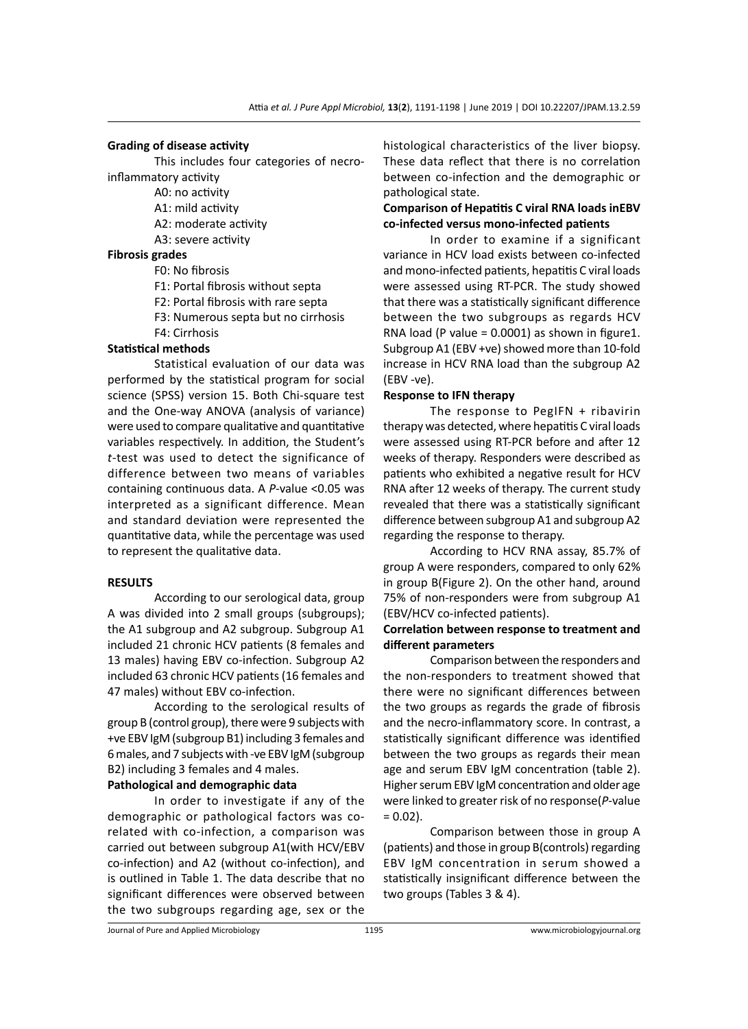**Grading of disease activity**

This includes four categories of necro-inflammatory activity

A0: no activity

A1: mild activity

A2: moderate activity

A3: severe activity

**Fibrosis grades**

F0: No fibrosis

F1: Portal fibrosis without septa

F2: Portal fibrosis with rare septa

F3: Numerous septa but no cirrhosis

F4: Cirrhosis

**Statistical methods**

Statistical evaluation of our data was performed by the statistical program for social science (SPSS) version 15. Both Chi-square test and the One-way ANOVA (analysis of variance) were used to compare qualitative and quantitative variables respectively. In addition, the Student's *t*-test was used to detect the significance of difference between two means of variables containing continuous data. A *P*-value <0.05 was interpreted as a significant difference. Mean and standard deviation were represented the quantitative data, while the percentage was used to represent the qualitative data.

## RESULTS

According to our serological data, group A was divided into 2 small groups (subgroups); the A1 subgroup and A2 subgroup. Subgroup A1 included 21 chronic HCV patients (8 females and 13 males) having EBV co-infection. Subgroup A2 included 63 chronic HCV patients (16 females and 47 males) without EBV co-infection.

According to the serological results of group B (control group), there were 9 subjects with +ve EBV IgM (subgroup B1) including 3 females and 6 males, and 7 subjects with -ve EBV IgM (subgroup B2) including 3 females and 4 males.

**Pathological and demographic data**

In order to investigate if any of the demographic or pathological factors was co-related with co-infection, a comparison was carried out between subgroup A1(with HCV/EBV co-infection) and A2 (without co-infection), and is outlined in Table 1. The data describe that no significant differences were observed between the two subgroups regarding age, sex or the histological characteristics of the liver biopsy. These data reflect that there is no correlation between co-infection and the demographic or pathological state.

**Comparison of Hepatitis C viral RNA loads inEBV co-infected versus mono-infected patients**

In order to examine if a significant variance in HCV load exists between co-infected and mono-infected patients, hepatitis C viral loads were assessed using RT-PCR. The study showed that there was a statistically significant difference between the two subgroups as regards HCV RNA load (P value = 0.0001) as shown in figure1. Subgroup A1 (EBV +ve) showed more than 10-fold increase in HCV RNA load than the subgroup A2 (EBV -ve).

**Response to IFN therapy**

The response to PegIFN + ribavirin therapy was detected, where hepatitis C viral loads were assessed using RT-PCR before and after 12 weeks of therapy. Responders were described as patients who exhibited a negative result for HCV RNA after 12 weeks of therapy. The current study revealed that there was a statistically significant difference between subgroup A1 and subgroup A2 regarding the response to therapy.

According to HCV RNA assay, 85.7% of group A were responders, compared to only 62% in group B(Figure 2). On the other hand, around 75% of non-responders were from subgroup A1 (EBV/HCV co-infected patients).

**Correlation between response to treatment and different parameters**

Comparison between the responders and the non-responders to treatment showed that there were no significant differences between the two groups as regards the grade of fibrosis and the necro-inflammatory score. In contrast, a statistically significant difference was identified between the two groups as regards their mean age and serum EBV IgM concentration (table 2). Higher serum EBV IgM concentration and older age were linked to greater risk of no response(*P*-value = 0.02).

Comparison between those in group A (patients) and those in group B(controls) regarding EBV IgM concentration in serum showed a statistically insignificant difference between the two groups (Tables 3 & 4).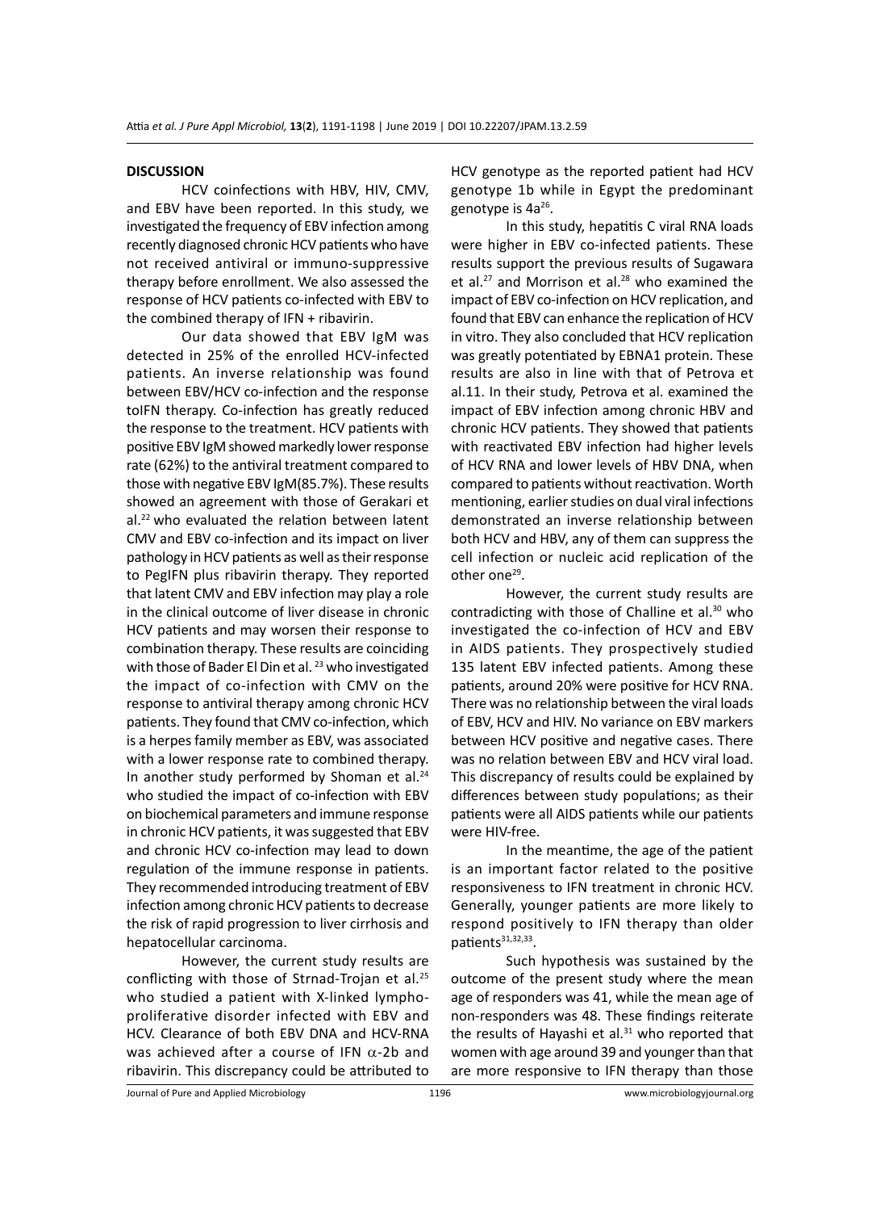## DISCUSSION

HCV coinfections with HBV, HIV, CMV, and EBV have been reported. In this study, we investigated the frequency of EBV infection among recently diagnosed chronic HCV patients who have not received antiviral or immuno-suppressive therapy before enrollment. We also assessed the response of HCV patients co-infected with EBV to the combined therapy of IFN + ribavirin.

Our data showed that EBV IgM was detected in 25% of the enrolled HCV-infected patients. An inverse relationship was found between EBV/HCV co-infection and the response toIFN therapy. Co-infection has greatly reduced the response to the treatment. HCV patients with positive EBV IgM showed markedly lower response rate (62%) to the antiviral treatment compared to those with negative EBV IgM(85.7%). These results showed an agreement with those of Gerakari et al.[22] who evaluated the relation between latent CMV and EBV co-infection and its impact on liver pathology in HCV patients as well as their response to PegIFN plus ribavirin therapy. They reported that latent CMV and EBV infection may play a role in the clinical outcome of liver disease in chronic HCV patients and may worsen their response to combination therapy. These results are coinciding with those of Bader El Din et al. [23] who investigated the impact of co-infection with CMV on the response to antiviral therapy among chronic HCV patients. They found that CMV co-infection, which is a herpes family member as EBV, was associated with a lower response rate to combined therapy. In another study performed by Shoman et al.[24] who studied the impact of co-infection with EBV on biochemical parameters and immune response in chronic HCV patients, it was suggested that EBV and chronic HCV co-infection may lead to down regulation of the immune response in patients. They recommended introducing treatment of EBV infection among chronic HCV patients to decrease the risk of rapid progression to liver cirrhosis and hepatocellular carcinoma.

However, the current study results are conflicting with those of Strnad-Trojan et al.[25] who studied a patient with X-linked lympho-proliferative disorder infected with EBV and HCV. Clearance of both EBV DNA and HCV-RNA was achieved after a course of IFN $\alpha$-2b and ribavirin. This discrepancy could be attributed to HCV genotype as the reported patient had HCV genotype 1b while in Egypt the predominant genotype is 4a[26].

In this study, hepatitis C viral RNA loads were higher in EBV co-infected patients. These results support the previous results of Sugawara et al.[27] and Morrison et al.[28] who examined the impact of EBV co-infection on HCV replication, and found that EBV can enhance the replication of HCV in vitro. They also concluded that HCV replication was greatly potentiated by EBNA1 protein. These results are also in line with that of Petrova et al.11. In their study, Petrova et al. examined the impact of EBV infection among chronic HBV and chronic HCV patients. They showed that patients with reactivated EBV infection had higher levels of HCV RNA and lower levels of HBV DNA, when compared to patients without reactivation. Worth mentioning, earlier studies on dual viral infections demonstrated an inverse relationship between both HCV and HBV, any of them can suppress the cell infection or nucleic acid replication of the other one[29].

However, the current study results are contradicting with those of Challine et al.[30] who investigated the co-infection of HCV and EBV in AIDS patients. They prospectively studied 135 latent EBV infected patients. Among these patients, around 20% were positive for HCV RNA. There was no relationship between the viral loads of EBV, HCV and HIV. No variance on EBV markers between HCV positive and negative cases. There was no relation between EBV and HCV viral load. This discrepancy of results could be explained by differences between study populations; as their patients were all AIDS patients while our patients were HIV-free.

In the meantime, the age of the patient is an important factor related to the positive responsiveness to IFN treatment in chronic HCV. Generally, younger patients are more likely to respond positively to IFN therapy than older patients[31,32,33].

Such hypothesis was sustained by the outcome of the present study where the mean age of responders was 41, while the mean age of non-responders was 48. These findings reiterate the results of Hayashi et al.[31] who reported that women with age around 39 and younger than that are more responsive to IFN therapy than those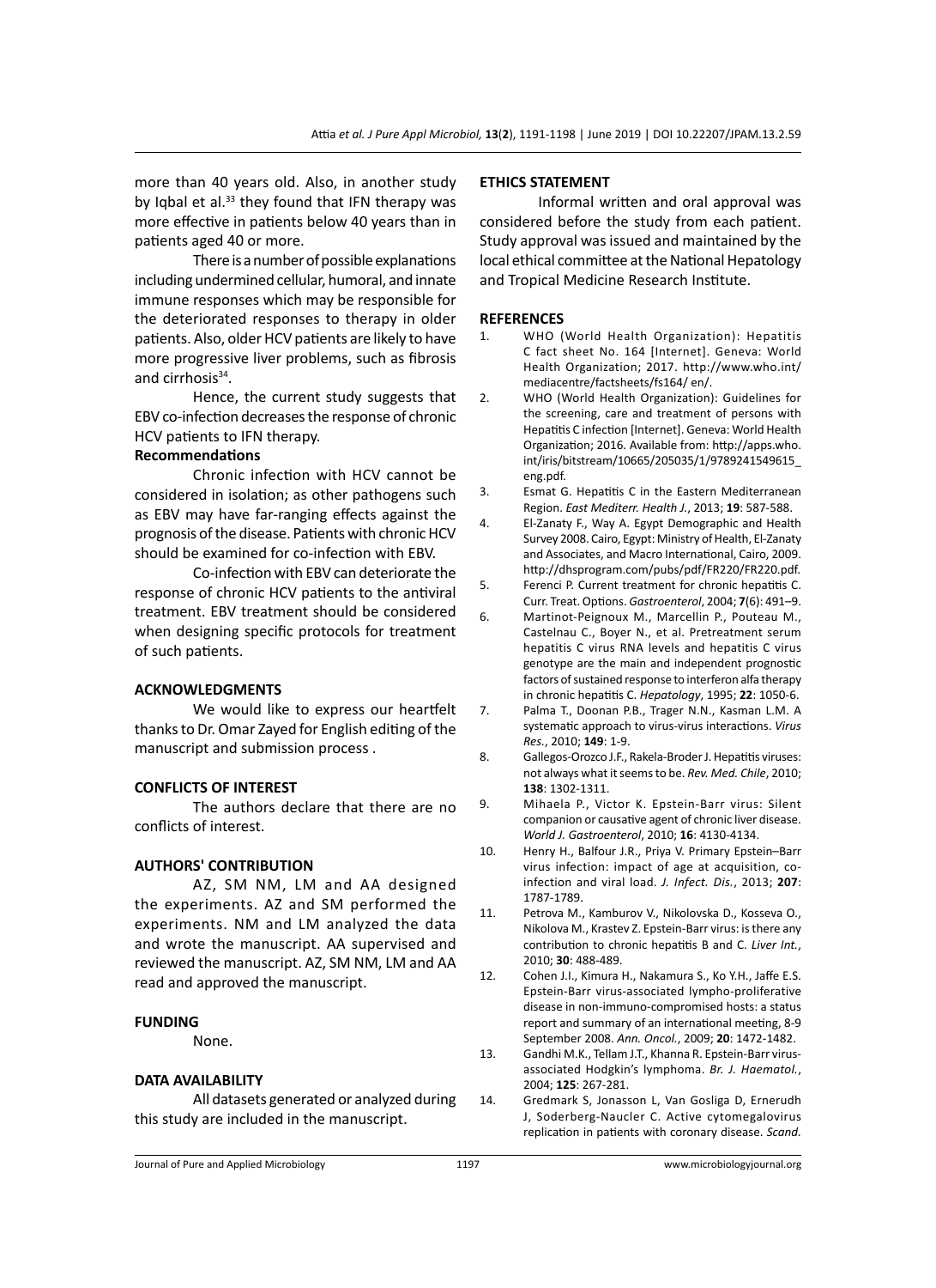more than 40 years old. Also, in another study by Iqbal et al.[33] they found that IFN therapy was more effective in patients below 40 years than in patients aged 40 or more.

There is a number of possible explanations including undermined cellular, humoral, and innate immune responses which may be responsible for the deteriorated responses to therapy in older patients. Also, older HCV patients are likely to have more progressive liver problems, such as fibrosis and cirrhosis[34].

Hence, the current study suggests that EBV co-infection decreases the response of chronic HCV patients to IFN therapy.

### Recommendations

Chronic infection with HCV cannot be considered in isolation; as other pathogens such as EBV may have far-ranging effects against the prognosis of the disease. Patients with chronic HCV should be examined for co-infection with EBV.

Co-infection with EBV can deteriorate the response of chronic HCV patients to the antiviral treatment. EBV treatment should be considered when designing specific protocols for treatment of such patients.

## ACKNOWLEDGMENTS

We would like to express our heartfelt thanks to Dr. Omar Zayed for English editing of the manuscript and submission process .

## CONFLICTS OF INTEREST

The authors declare that there are no conflicts of interest.

## AUTHORS' CONTRIBUTION

AZ, SM NM, LM and AA designed the experiments. AZ and SM performed the experiments. NM and LM analyzed the data and wrote the manuscript. AA supervised and reviewed the manuscript. AZ, SM NM, LM and AA read and approved the manuscript.

## FUNDING

None.

## DATA AVAILABILITY

All datasets generated or analyzed during this study are included in the manuscript.

## ETHICS STATEMENT

Informal written and oral approval was considered before the study from each patient. Study approval was issued and maintained by the local ethical committee at the National Hepatology and Tropical Medicine Research Institute.

## REFERENCES

1. WHO (World Health Organization): Hepatitis C fact sheet No. 164 [Internet]. Geneva: World Health Organization; 2017. http://www.who.int/mediacentre/factsheets/fs164/ en/.
2. WHO (World Health Organization): Guidelines for the screening, care and treatment of persons with Hepatitis C infection [Internet]. Geneva: World Health Organization; 2016. Available from: http://apps.who.int/iris/bitstream/10665/205035/1/9789241549615_eng.pdf.
3. Esmat G. Hepatitis C in the Eastern Mediterranean Region. *East Mediterr. Health J.*, 2013; **19**: 587-588.
4. El-Zanaty F., Way A. Egypt Demographic and Health Survey 2008. Cairo, Egypt: Ministry of Health, El-Zanaty and Associates, and Macro International, Cairo, 2009. http://dhsprogram.com/pubs/pdf/FR220/FR220.pdf.
5. Ferenci P. Current treatment for chronic hepatitis C. Curr. Treat. Options. *Gastroenterol*, 2004; **7**(6): 491–9.
6. Martinot-Peignoux M., Marcellin P., Pouteau M., Castelnau C., Boyer N., et al. Pretreatment serum hepatitis C virus RNA levels and hepatitis C virus genotype are the main and independent prognostic factors of sustained response to interferon alfa therapy in chronic hepatitis C. *Hepatology*, 1995; **22**: 1050-6.
7. Palma T., Doonan P.B., Trager N.N., Kasman L.M. A systematic approach to virus-virus interactions. *Virus Res.*, 2010; **149**: 1-9.
8. Gallegos-Orozco J.F., Rakela-Broder J. Hepatitis viruses: not always what it seems to be. *Rev. Med. Chile*, 2010; **138**: 1302-1311.
9. Mihaela P., Victor K. Epstein-Barr virus: Silent companion or causative agent of chronic liver disease. *World J. Gastroenterol*, 2010; **16**: 4130-4134.
10. Henry H., Balfour J.R., Priya V. Primary Epstein–Barr virus infection: impact of age at acquisition, co-infection and viral load. *J. Infect. Dis.*, 2013; **207**: 1787-1789.
11. Petrova M., Kamburov V., Nikolovska D., Kosseva O., Nikolova M., Krastev Z. Epstein-Barr virus: is there any contribution to chronic hepatitis B and C. *Liver Int.*, 2010; **30**: 488-489.
12. Cohen J.I., Kimura H., Nakamura S., Ko Y.H., Jaffe E.S. Epstein-Barr virus-associated lympho-proliferative disease in non-immuno-compromised hosts: a status report and summary of an international meeting, 8-9 September 2008. *Ann. Oncol.*, 2009; **20**: 1472-1482.
13. Gandhi M.K., Tellam J.T., Khanna R. Epstein-Barr virus-associated Hodgkin's lymphoma. *Br. J. Haematol.*, 2004; **125**: 267-281.
14. Gredmark S, Jonasson L, Van Gosliga D, Ernerudh J, Soderberg-Naucler C. Active cytomegalovirus replication in patients with coronary disease. *Scand.*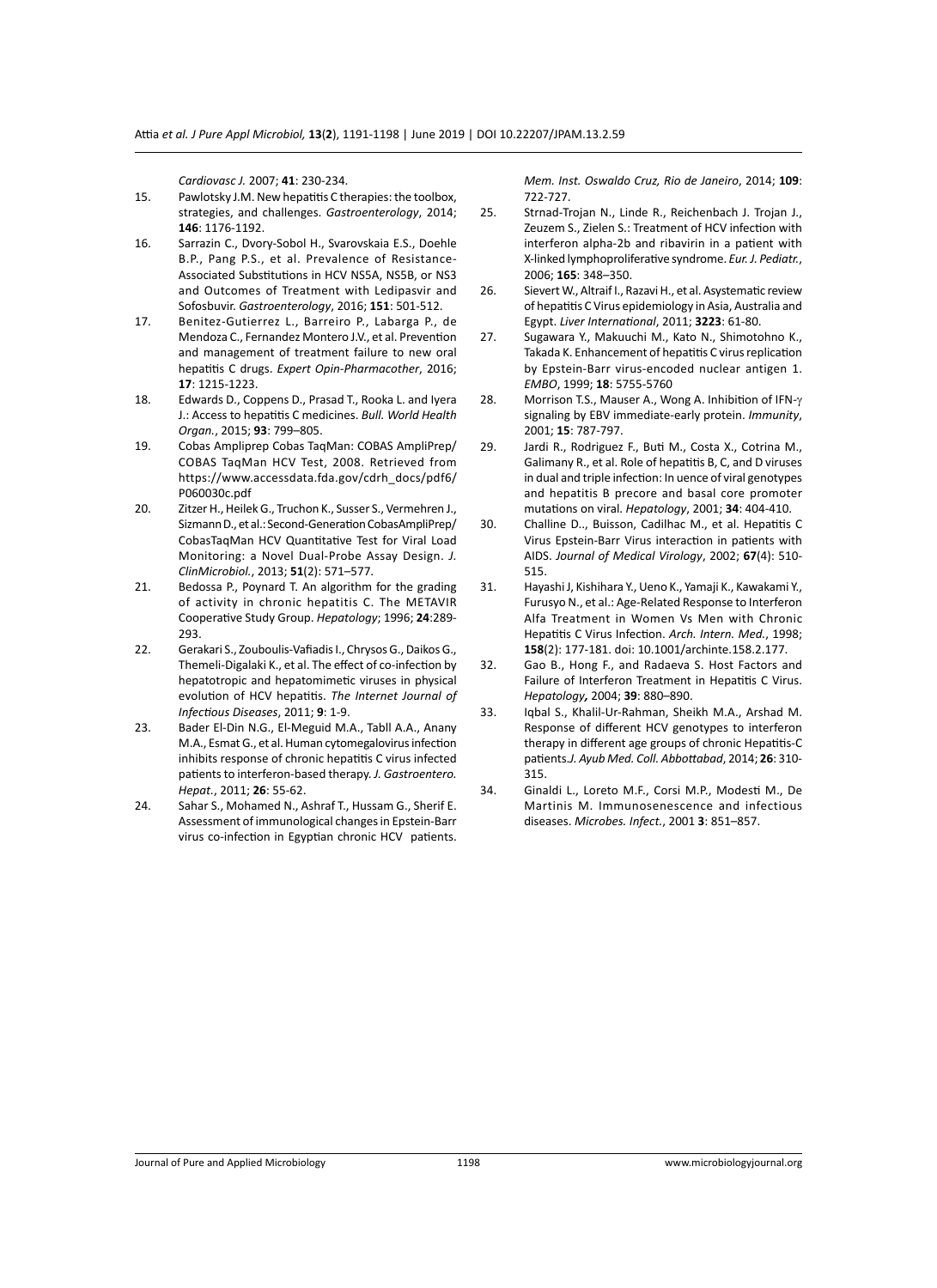*Cardiovasc J.* 2007; **41**: 230-234.

15. Pawlotsky J.M. New hepatitis C therapies: the toolbox, strategies, and challenges. *Gastroenterology*, 2014; **146**: 1176-1192.
16. Sarrazin C., Dvory-Sobol H., Svarovskaia E.S., Doehle B.P., Pang P.S., et al. Prevalence of Resistance-Associated Substitutions in HCV NS5A, NS5B, or NS3 and Outcomes of Treatment with Ledipasvir and Sofosbuvir. *Gastroenterology*, 2016; **151**: 501-512.
17. Benitez-Gutierrez L., Barreiro P., Labarga P., de Mendoza C., Fernandez Montero J.V., et al. Prevention and management of treatment failure to new oral hepatitis C drugs. *Expert Opin-Pharmacother*, 2016; **17**: 1215-1223.
18. Edwards D., Coppens D., Prasad T., Rooka L. and Iyera J.: Access to hepatitis C medicines. *Bull. World Health Organ.*, 2015; **93**: 799–805.
19. Cobas Ampliprep Cobas TaqMan: COBAS AmpliPrep/ COBAS TaqMan HCV Test, 2008. Retrieved from https://www.accessdata.fda.gov/cdrh_docs/pdf6/P060030c.pdf
20. Zitzer H., Heilek G., Truchon K., Susser S., Vermehren J., Sizmann D., et al.: Second-Generation CobasAmpliPrep/ CobasTaqMan HCV Quantitative Test for Viral Load Monitoring: a Novel Dual-Probe Assay Design. *J. ClinMicrobiol.*, 2013; **51**(2): 571–577.
21. Bedossa P., Poynard T. An algorithm for the grading of activity in chronic hepatitis C. The METAVIR Cooperative Study Group. *Hepatology*; 1996; **24**:289-293.
22. Gerakari S., Zouboulis-Vafiadis I., Chrysos G., Daikos G., Themeli-Digalaki K., et al. The effect of co-infection by hepatotropic and hepatomimetic viruses in physical evolution of HCV hepatitis. *The Internet Journal of Infectious Diseases*, 2011; **9**: 1-9.
23. Bader El-Din N.G., El-Meguid M.A., Tabll A.A., Anany M.A., Esmat G., et al. Human cytomegalovirus infection inhibits response of chronic hepatitis C virus infected patients to interferon-based therapy. *J. Gastroentero. Hepat.*, 2011; **26**: 55-62.
24. Sahar S., Mohamed N., Ashraf T., Hussam G., Sherif E. Assessment of immunological changes in Epstein-Barr virus co-infection in Egyptian chronic HCV patients. *Mem. Inst. Oswaldo Cruz, Rio de Janeiro*, 2014; **109**: 722-727.
25. Strnad-Trojan N., Linde R., Reichenbach J. Trojan J., Zeuzem S., Zielen S.: Treatment of HCV infection with interferon alpha-2b and ribavirin in a patient with X-linked lymphoproliferative syndrome. *Eur. J. Pediatr.*, 2006; **165**: 348–350.
26. Sievert W., Altraif I., Razavi H., et al. Asystematic review of hepatitis C Virus epidemiology in Asia, Australia and Egypt. *Liver International*, 2011; **3223**: 61-80.
27. Sugawara Y., Makuuchi M., Kato N., Shimotohno K., Takada K. Enhancement of hepatitis C virus replication by Epstein-Barr virus-encoded nuclear antigen 1. *EMBO*, 1999; **18**: 5755-5760
28. Morrison T.S., Mauser A., Wong A. Inhibition of IFN-γ signaling by EBV immediate-early protein. *Immunity*, 2001; **15**: 787-797.
29. Jardi R., Rodriguez F., Buti M., Costa X., Cotrina M., Galimany R., et al. Role of hepatitis B, C, and D viruses in dual and triple infection: In uence of viral genotypes and hepatitis B precore and basal core promoter mutations on viral. *Hepatology*, 2001; **34**: 404-410.
30. Challine D.., Buisson, Cadilhac M., et al. Hepatitis C Virus Epstein-Barr Virus interaction in patients with AIDS. *Journal of Medical Virology*, 2002; **67**(4): 510-515.
31. Hayashi J, Kishihara Y., Ueno K., Yamaji K., Kawakami Y., Furusyo N., et al.: Age-Related Response to Interferon Alfa Treatment in Women Vs Men with Chronic Hepatitis C Virus Infection. *Arch. Intern. Med.*, 1998; **158**(2): 177-181. doi: 10.1001/archinte.158.2.177.
32. Gao B., Hong F., and Radaeva S. Host Factors and Failure of Interferon Treatment in Hepatitis C Virus. *Hepatology,* 2004; **39**: 880–890.
33. Iqbal S., Khalil-Ur-Rahman, Sheikh M.A., Arshad M. Response of different HCV genotypes to interferon therapy in different age groups of chronic Hepatitis-C patients.*J. Ayub Med. Coll. Abbottabad*, 2014; **26**: 310-315.
34. Ginaldi L., Loreto M.F., Corsi M.P., Modesti M., De Martinis M. Immunosenescence and infectious diseases. *Microbes. Infect.*, 2001 **3**: 851–857.